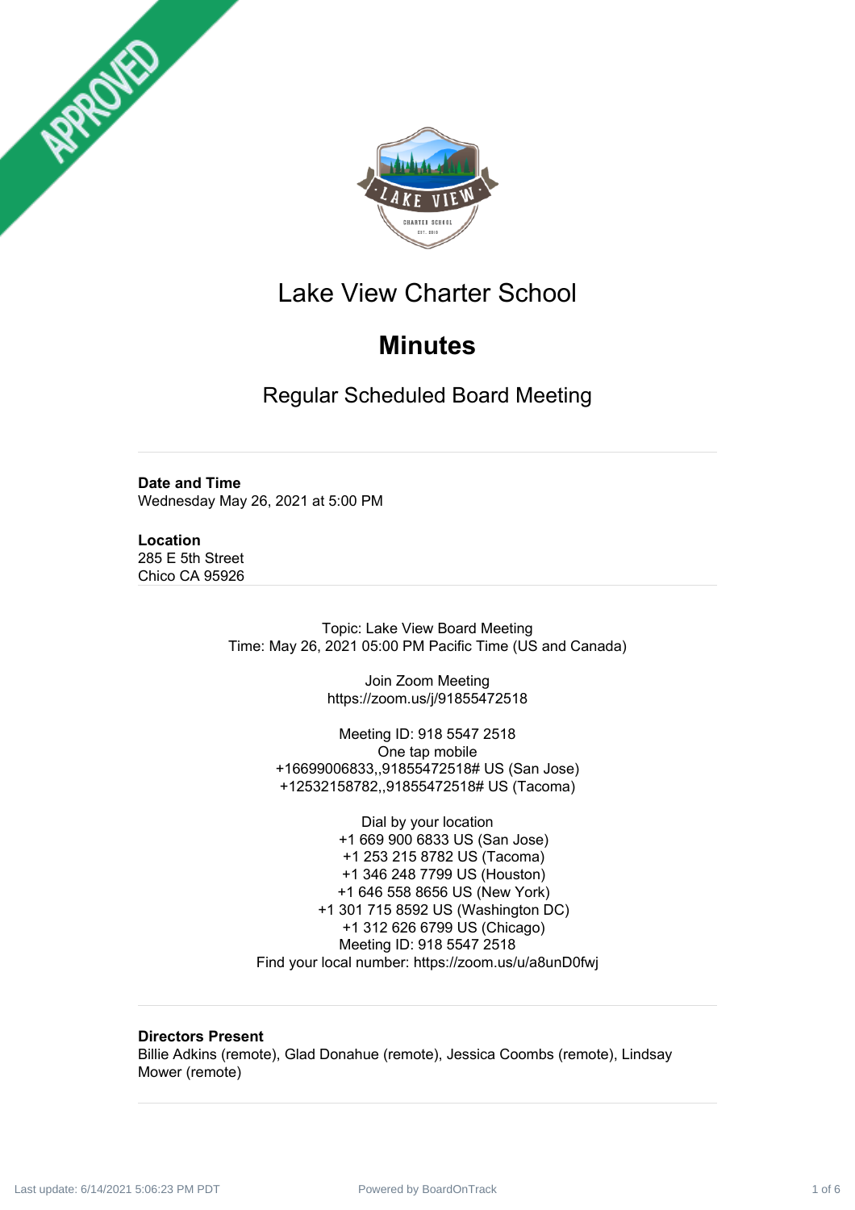APPROVED

# Lake View Charter School

## Minutes

### Regular Scheduled Board Meeting

**Date and Time**
Wednesday May 26, 2021 at 5:00 PM

**Location**
285 E 5th Street
Chico CA 95926

Topic: Lake View Board Meeting
Time: May 26, 2021 05:00 PM Pacific Time (US and Canada)

Join Zoom Meeting
https://zoom.us/j/91855472518

Meeting ID: 918 5547 2518
One tap mobile
+16699006833,,91855472518# US (San Jose)
+12532158782,,91855472518# US (Tacoma)

Dial by your location
+1 669 900 6833 US (San Jose)
+1 253 215 8782 US (Tacoma)
+1 346 248 7799 US (Houston)
+1 646 558 8656 US (New York)
+1 301 715 8592 US (Washington DC)
+1 312 626 6799 US (Chicago)
Meeting ID: 918 5547 2518
Find your local number: https://zoom.us/u/a8unD0fwj

**Directors Present**
Billie Adkins (remote), Glad Donahue (remote), Jessica Coombs (remote), Lindsay Mower (remote)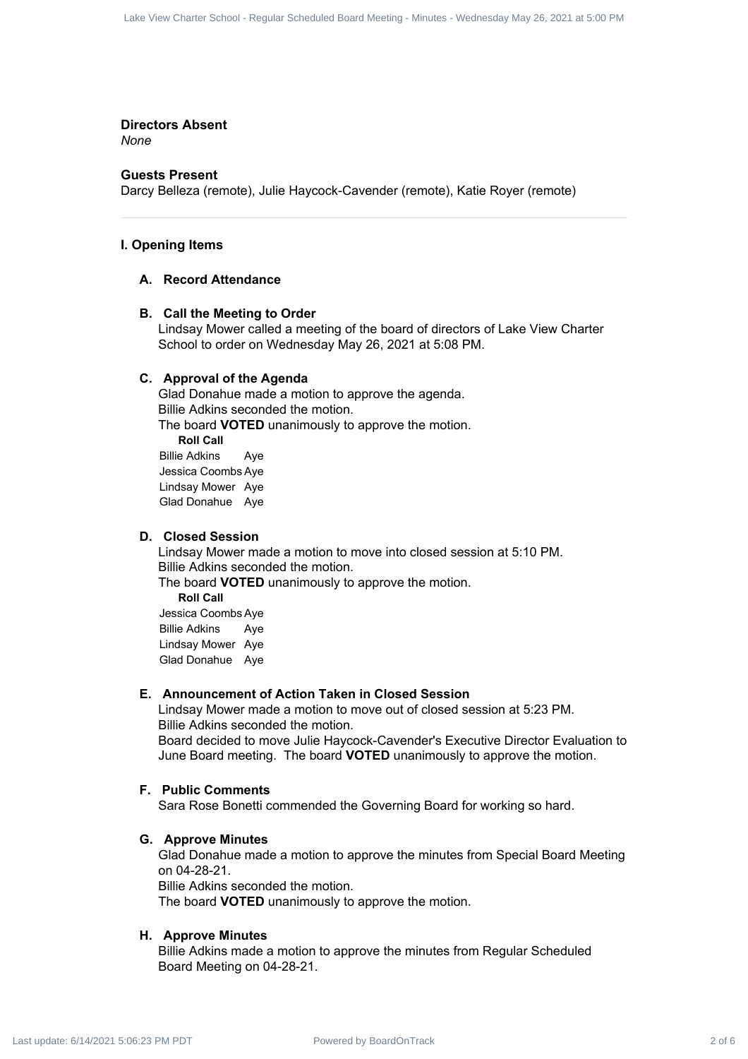**Directors Absent**

*None*

**Guests Present**

Darcy Belleza (remote), Julie Haycock-Cavender (remote), Katie Royer (remote)

---

## I. Opening Items

### A. Record Attendance

### B. Call the Meeting to Order

Lindsay Mower called a meeting of the board of directors of Lake View Charter School to order on Wednesday May 26, 2021 at 5:08 PM.

### C. Approval of the Agenda

Glad Donahue made a motion to approve the agenda.
Billie Adkins seconded the motion.
The board **VOTED** unanimously to approve the motion.

**Roll Call**

| | |
|---|---|
| Billie Adkins | Aye |
| Jessica Coombs | Aye |
| Lindsay Mower | Aye |
| Glad Donahue | Aye |

### D. Closed Session

Lindsay Mower made a motion to move into closed session at 5:10 PM.
Billie Adkins seconded the motion.
The board **VOTED** unanimously to approve the motion.

**Roll Call**

| | |
|---|---|
| Jessica Coombs | Aye |
| Billie Adkins | Aye |
| Lindsay Mower | Aye |
| Glad Donahue | Aye |

### E. Announcement of Action Taken in Closed Session

Lindsay Mower made a motion to move out of closed session at 5:23 PM.
Billie Adkins seconded the motion.
Board decided to move Julie Haycock-Cavender's Executive Director Evaluation to June Board meeting. The board **VOTED** unanimously to approve the motion.

### F. Public Comments

Sara Rose Bonetti commended the Governing Board for working so hard.

### G. Approve Minutes

Glad Donahue made a motion to approve the minutes from Special Board Meeting on 04-28-21.
Billie Adkins seconded the motion.
The board **VOTED** unanimously to approve the motion.

### H. Approve Minutes

Billie Adkins made a motion to approve the minutes from Regular Scheduled Board Meeting on 04-28-21.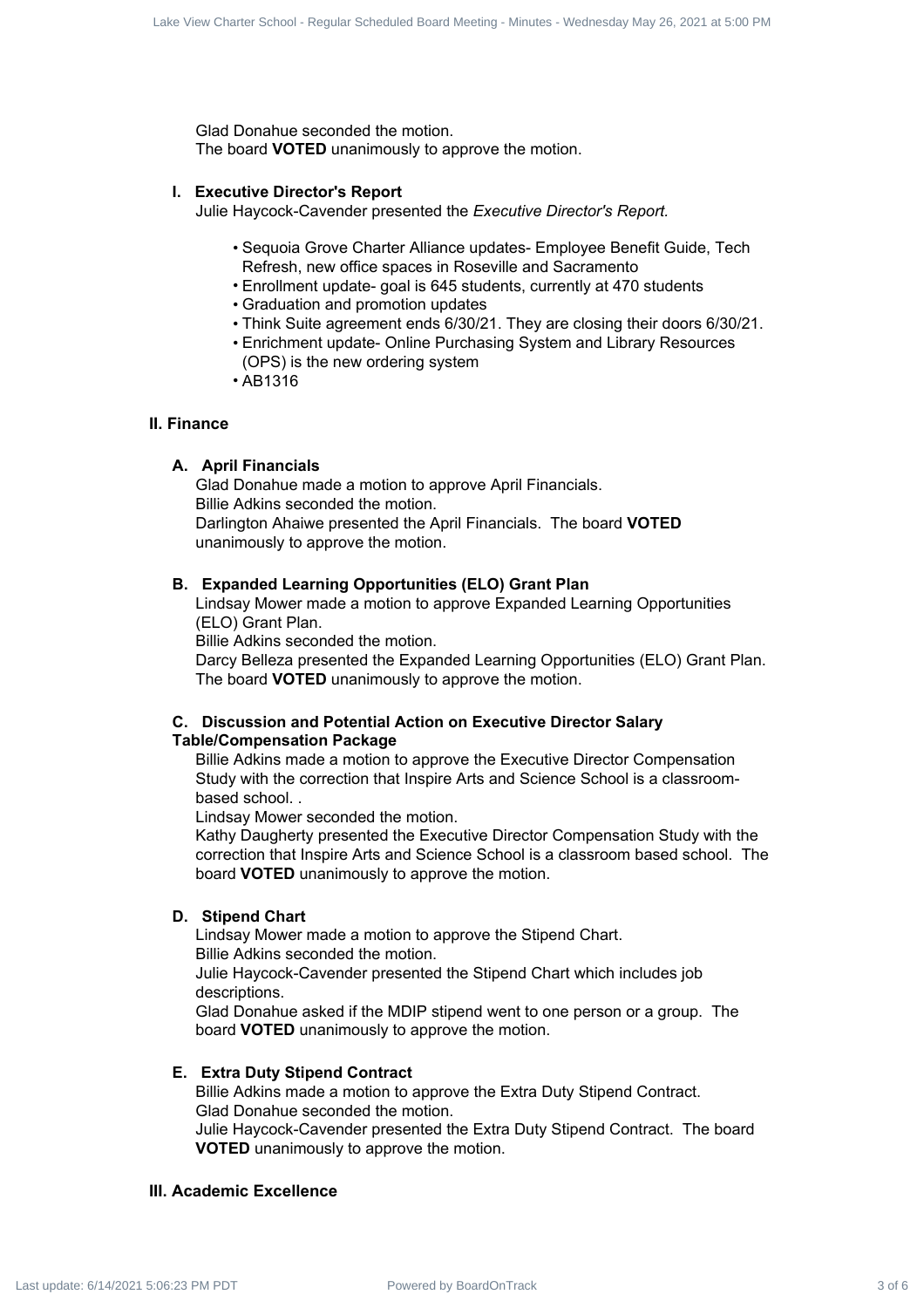Glad Donahue seconded the motion.
The board **VOTED** unanimously to approve the motion.

### I. Executive Director's Report

Julie Haycock-Cavender presented the *Executive Director's Report.*

- Sequoia Grove Charter Alliance updates- Employee Benefit Guide, Tech Refresh, new office spaces in Roseville and Sacramento
- Enrollment update- goal is 645 students, currently at 470 students
- Graduation and promotion updates
- Think Suite agreement ends 6/30/21. They are closing their doors 6/30/21.
- Enrichment update- Online Purchasing System and Library Resources (OPS) is the new ordering system
- AB1316

## II. Finance

### A. April Financials

Glad Donahue made a motion to approve April Financials.
Billie Adkins seconded the motion.
Darlington Ahaiwe presented the April Financials. The board **VOTED** unanimously to approve the motion.

### B. Expanded Learning Opportunities (ELO) Grant Plan

Lindsay Mower made a motion to approve Expanded Learning Opportunities (ELO) Grant Plan.
Billie Adkins seconded the motion.
Darcy Belleza presented the Expanded Learning Opportunities (ELO) Grant Plan. The board **VOTED** unanimously to approve the motion.

### C. Discussion and Potential Action on Executive Director Salary Table/Compensation Package

Billie Adkins made a motion to approve the Executive Director Compensation Study with the correction that Inspire Arts and Science School is a classroom-based school. .
Lindsay Mower seconded the motion.
Kathy Daugherty presented the Executive Director Compensation Study with the correction that Inspire Arts and Science School is a classroom based school. The board **VOTED** unanimously to approve the motion.

### D. Stipend Chart

Lindsay Mower made a motion to approve the Stipend Chart.
Billie Adkins seconded the motion.
Julie Haycock-Cavender presented the Stipend Chart which includes job descriptions.
Glad Donahue asked if the MDIP stipend went to one person or a group. The board **VOTED** unanimously to approve the motion.

### E. Extra Duty Stipend Contract

Billie Adkins made a motion to approve the Extra Duty Stipend Contract.
Glad Donahue seconded the motion.
Julie Haycock-Cavender presented the Extra Duty Stipend Contract. The board **VOTED** unanimously to approve the motion.

## III. Academic Excellence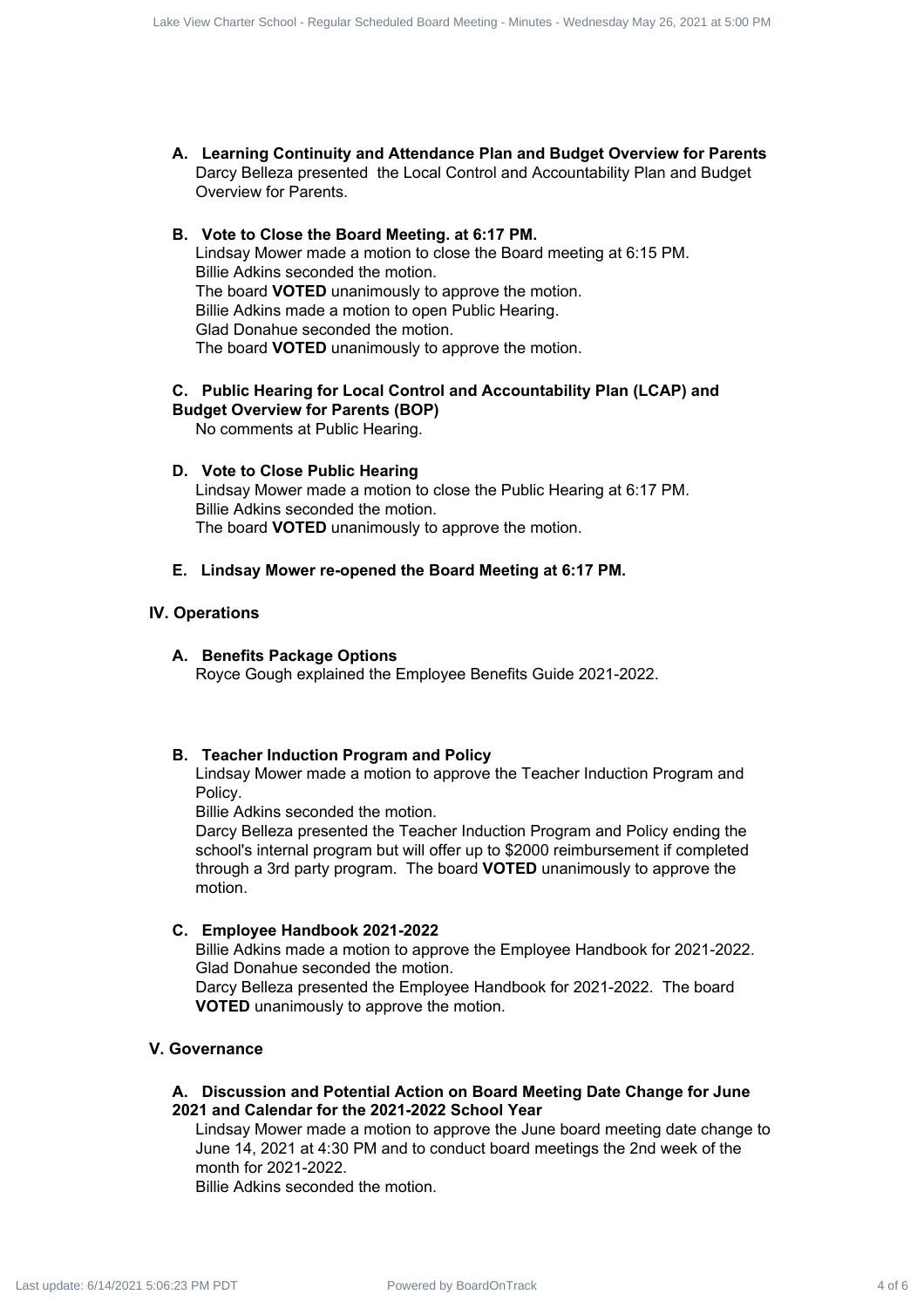### A. Learning Continuity and Attendance Plan and Budget Overview for Parents

Darcy Belleza presented the Local Control and Accountability Plan and Budget Overview for Parents.

### B. Vote to Close the Board Meeting. at 6:17 PM.

Lindsay Mower made a motion to close the Board meeting at 6:15 PM.
Billie Adkins seconded the motion.
The board **VOTED** unanimously to approve the motion.
Billie Adkins made a motion to open Public Hearing.
Glad Donahue seconded the motion.
The board **VOTED** unanimously to approve the motion.

### C. Public Hearing for Local Control and Accountability Plan (LCAP) and Budget Overview for Parents (BOP)

No comments at Public Hearing.

### D. Vote to Close Public Hearing

Lindsay Mower made a motion to close the Public Hearing at 6:17 PM.
Billie Adkins seconded the motion.
The board **VOTED** unanimously to approve the motion.

### E. Lindsay Mower re-opened the Board Meeting at 6:17 PM.

## IV. Operations

### A. Benefits Package Options

Royce Gough explained the Employee Benefits Guide 2021-2022.

### B. Teacher Induction Program and Policy

Lindsay Mower made a motion to approve the Teacher Induction Program and Policy.
Billie Adkins seconded the motion.
Darcy Belleza presented the Teacher Induction Program and Policy ending the school's internal program but will offer up to $2000 reimbursement if completed through a 3rd party program. The board **VOTED** unanimously to approve the motion.

### C. Employee Handbook 2021-2022

Billie Adkins made a motion to approve the Employee Handbook for 2021-2022.
Glad Donahue seconded the motion.
Darcy Belleza presented the Employee Handbook for 2021-2022. The board **VOTED** unanimously to approve the motion.

## V. Governance

### A. Discussion and Potential Action on Board Meeting Date Change for June 2021 and Calendar for the 2021-2022 School Year

Lindsay Mower made a motion to approve the June board meeting date change to June 14, 2021 at 4:30 PM and to conduct board meetings the 2nd week of the month for 2021-2022.
Billie Adkins seconded the motion.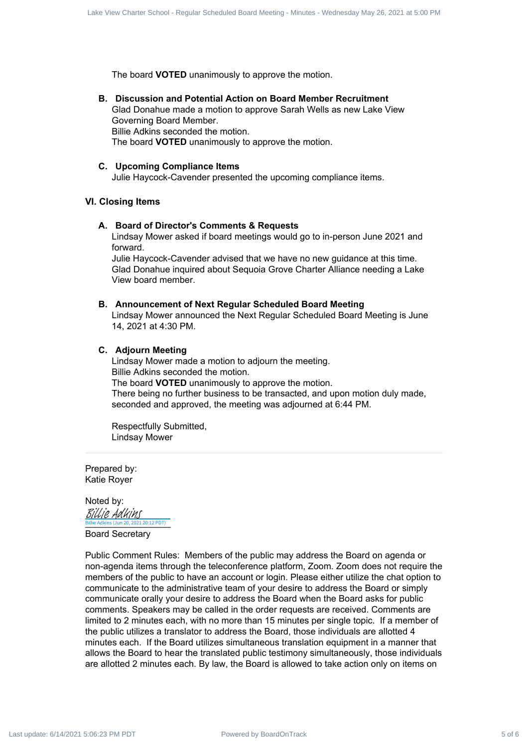The board **VOTED** unanimously to approve the motion.

**B. Discussion and Potential Action on Board Member Recruitment**

Glad Donahue made a motion to approve Sarah Wells as new Lake View Governing Board Member.
Billie Adkins seconded the motion.
The board **VOTED** unanimously to approve the motion.

**C. Upcoming Compliance Items**

Julie Haycock-Cavender presented the upcoming compliance items.

## VI. Closing Items

**A. Board of Director's Comments & Requests**

Lindsay Mower asked if board meetings would go to in-person June 2021 and forward.
Julie Haycock-Cavender advised that we have no new guidance at this time.
Glad Donahue inquired about Sequoia Grove Charter Alliance needing a Lake View board member.

**B. Announcement of Next Regular Scheduled Board Meeting**

Lindsay Mower announced the Next Regular Scheduled Board Meeting is June 14, 2021 at 4:30 PM.

**C. Adjourn Meeting**

Lindsay Mower made a motion to adjourn the meeting.
Billie Adkins seconded the motion.
The board **VOTED** unanimously to approve the motion.
There being no further business to be transacted, and upon motion duly made, seconded and approved, the meeting was adjourned at 6:44 PM.

Respectfully Submitted,
Lindsay Mower

---

Prepared by:
Katie Royer

Noted by:
Billie Adkins
Billie Adkins (Jun 20, 2021 20:12 PDT)
Board Secretary

Public Comment Rules: Members of the public may address the Board on agenda or non-agenda items through the teleconference platform, Zoom. Zoom does not require the members of the public to have an account or login. Please either utilize the chat option to communicate to the administrative team of your desire to address the Board or simply communicate orally your desire to address the Board when the Board asks for public comments. Speakers may be called in the order requests are received. Comments are limited to 2 minutes each, with no more than 15 minutes per single topic. If a member of the public utilizes a translator to address the Board, those individuals are allotted 4 minutes each. If the Board utilizes simultaneous translation equipment in a manner that allows the Board to hear the translated public testimony simultaneously, those individuals are allotted 2 minutes each. By law, the Board is allowed to take action only on items on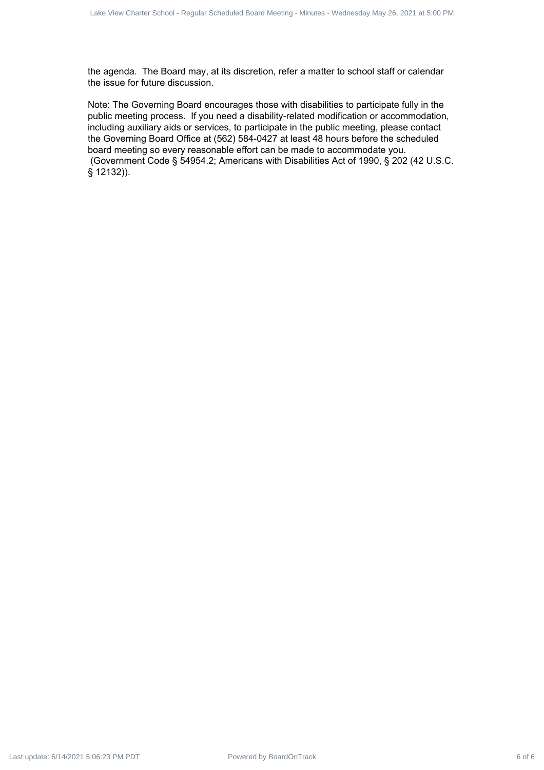the agenda. The Board may, at its discretion, refer a matter to school staff or calendar the issue for future discussion.

Note: The Governing Board encourages those with disabilities to participate fully in the public meeting process. If you need a disability-related modification or accommodation, including auxiliary aids or services, to participate in the public meeting, please contact the Governing Board Office at (562) 584-0427 at least 48 hours before the scheduled board meeting so every reasonable effort can be made to accommodate you. (Government Code § 54954.2; Americans with Disabilities Act of 1990, § 202 (42 U.S.C. § 12132)).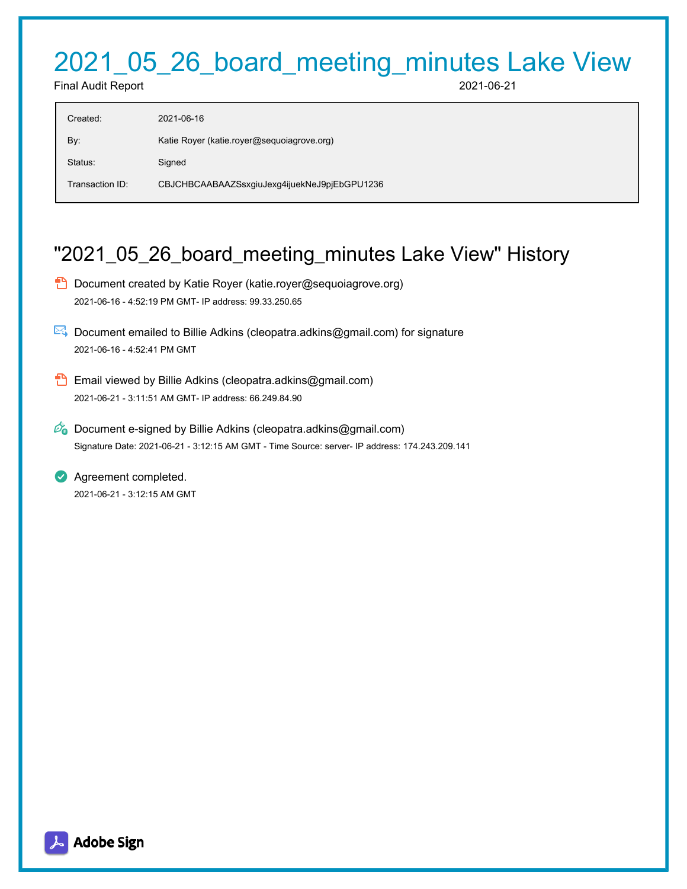# 2021_05_26_board_meeting_minutes Lake View

Final Audit Report 2021-06-21

| | |
|---|---|
| Created: | 2021-06-16 |
| By: | Katie Royer (katie.royer@sequoiagrove.org) |
| Status: | Signed |
| Transaction ID: | CBJCHBCAABAAZSsxgiuJexg4ijuekNeJ9pjEbGPU1236 |

## "2021_05_26_board_meeting_minutes Lake View" History

- Document created by Katie Royer (katie.royer@sequoiagrove.org)
  2021-06-16 - 4:52:19 PM GMT- IP address: 99.33.250.65

- Document emailed to Billie Adkins (cleopatra.adkins@gmail.com) for signature
  2021-06-16 - 4:52:41 PM GMT

- Email viewed by Billie Adkins (cleopatra.adkins@gmail.com)
  2021-06-21 - 3:11:51 AM GMT- IP address: 66.249.84.90

- Document e-signed by Billie Adkins (cleopatra.adkins@gmail.com)
  Signature Date: 2021-06-21 - 3:12:15 AM GMT - Time Source: server- IP address: 174.243.209.141

- Agreement completed.
  2021-06-21 - 3:12:15 AM GMT

Adobe Sign